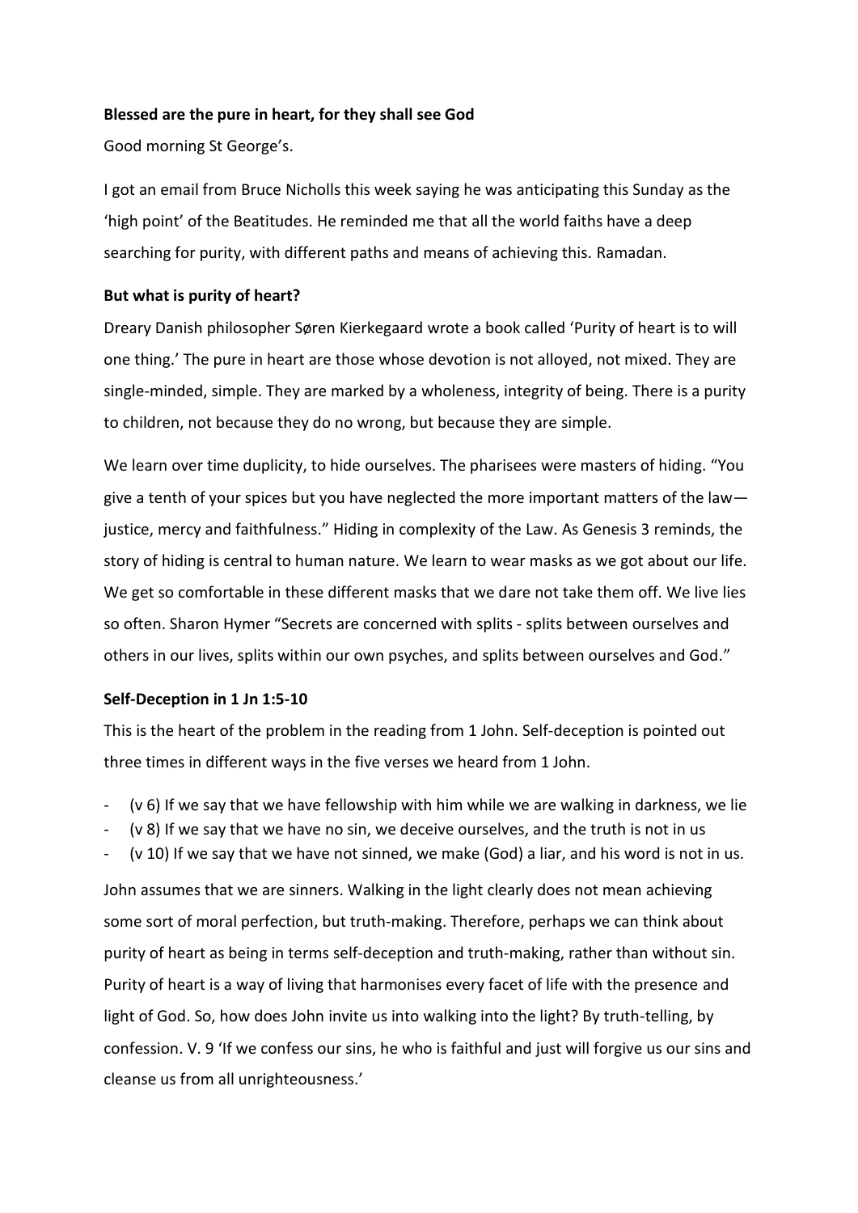**Blessed are the pure in heart, for they shall see God**

Good morning St George's.

I got an email from Bruce Nicholls this week saying he was anticipating this Sunday as the 'high point' of the Beatitudes. He reminded me that all the world faiths have a deep searching for purity, with different paths and means of achieving this. Ramadan.

**But what is purity of heart?**

Dreary Danish philosopher Søren Kierkegaard wrote a book called 'Purity of heart is to will one thing.' The pure in heart are those whose devotion is not alloyed, not mixed. They are single-minded, simple. They are marked by a wholeness, integrity of being. There is a purity to children, not because they do no wrong, but because they are simple.

We learn over time duplicity, to hide ourselves. The pharisees were masters of hiding. "You give a tenth of your spices but you have neglected the more important matters of the law—justice, mercy and faithfulness." Hiding in complexity of the Law. As Genesis 3 reminds, the story of hiding is central to human nature. We learn to wear masks as we got about our life. We get so comfortable in these different masks that we dare not take them off. We live lies so often. Sharon Hymer "Secrets are concerned with splits - splits between ourselves and others in our lives, splits within our own psyches, and splits between ourselves and God."

**Self-Deception in 1 Jn 1:5-10**

This is the heart of the problem in the reading from 1 John. Self-deception is pointed out three times in different ways in the five verses we heard from 1 John.

- (v 6) If we say that we have fellowship with him while we are walking in darkness, we lie
- (v 8) If we say that we have no sin, we deceive ourselves, and the truth is not in us
- (v 10) If we say that we have not sinned, we make (God) a liar, and his word is not in us.

John assumes that we are sinners. Walking in the light clearly does not mean achieving some sort of moral perfection, but truth-making. Therefore, perhaps we can think about purity of heart as being in terms self-deception and truth-making, rather than without sin. Purity of heart is a way of living that harmonises every facet of life with the presence and light of God. So, how does John invite us into walking into the light? By truth-telling, by confession. V. 9 'If we confess our sins, he who is faithful and just will forgive us our sins and cleanse us from all unrighteousness.'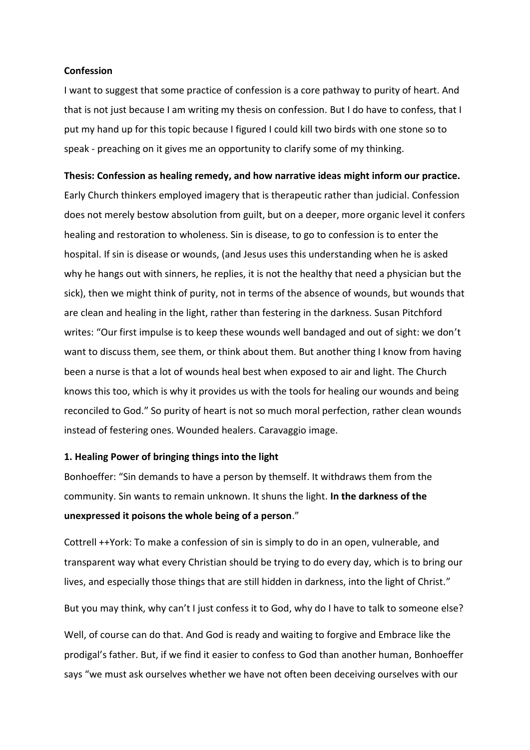**Confession**

I want to suggest that some practice of confession is a core pathway to purity of heart. And that is not just because I am writing my thesis on confession. But I do have to confess, that I put my hand up for this topic because I figured I could kill two birds with one stone so to speak - preaching on it gives me an opportunity to clarify some of my thinking.

**Thesis: Confession as healing remedy, and how narrative ideas might inform our practice.**

Early Church thinkers employed imagery that is therapeutic rather than judicial. Confession does not merely bestow absolution from guilt, but on a deeper, more organic level it confers healing and restoration to wholeness. Sin is disease, to go to confession is to enter the hospital. If sin is disease or wounds, (and Jesus uses this understanding when he is asked why he hangs out with sinners, he replies, it is not the healthy that need a physician but the sick), then we might think of purity, not in terms of the absence of wounds, but wounds that are clean and healing in the light, rather than festering in the darkness. Susan Pitchford writes: "Our first impulse is to keep these wounds well bandaged and out of sight: we don't want to discuss them, see them, or think about them. But another thing I know from having been a nurse is that a lot of wounds heal best when exposed to air and light. The Church knows this too, which is why it provides us with the tools for healing our wounds and being reconciled to God." So purity of heart is not so much moral perfection, rather clean wounds instead of festering ones. Wounded healers. Caravaggio image.

**1. Healing Power of bringing things into the light**

Bonhoeffer: "Sin demands to have a person by themself. It withdraws them from the community. Sin wants to remain unknown. It shuns the light. **In the darkness of the unexpressed it poisons the whole being of a person**."

Cottrell ++York: To make a confession of sin is simply to do in an open, vulnerable, and transparent way what every Christian should be trying to do every day, which is to bring our lives, and especially those things that are still hidden in darkness, into the light of Christ."

But you may think, why can't I just confess it to God, why do I have to talk to someone else?

Well, of course can do that. And God is ready and waiting to forgive and Embrace like the prodigal's father. But, if we find it easier to confess to God than another human, Bonhoeffer says "we must ask ourselves whether we have not often been deceiving ourselves with our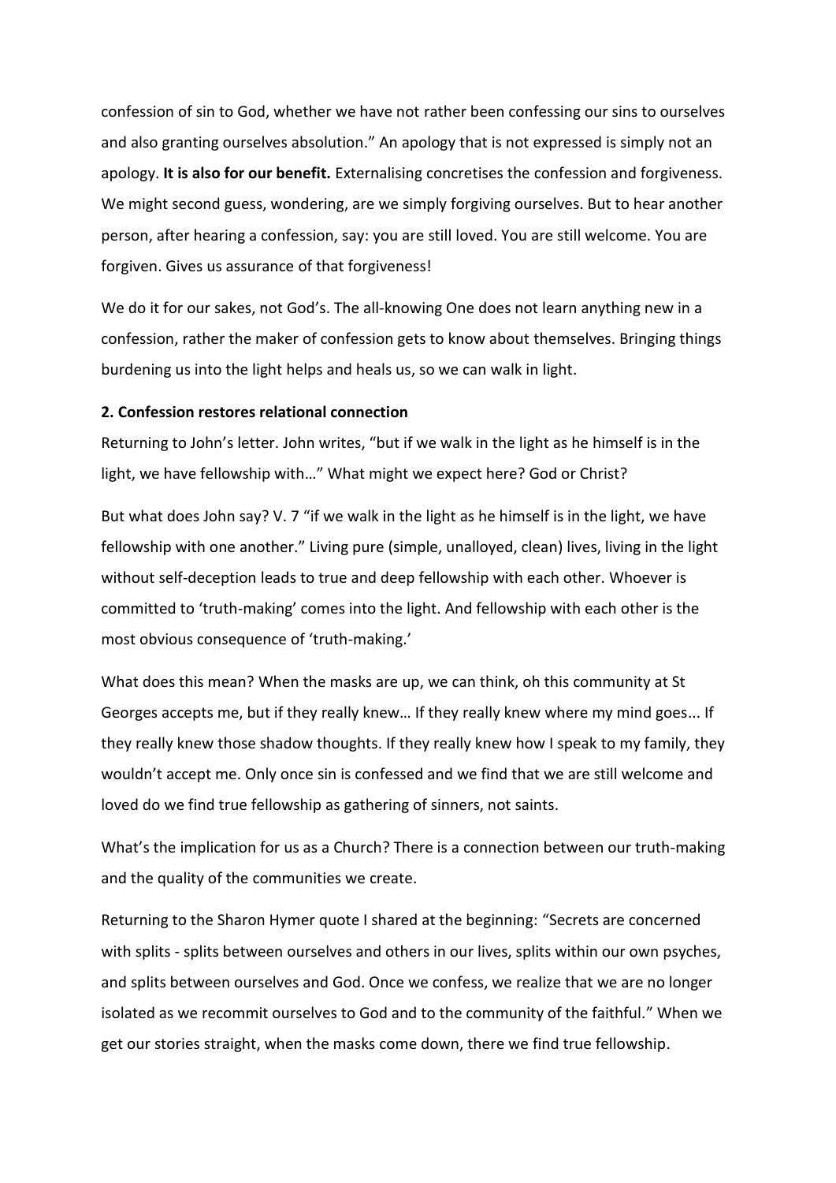confession of sin to God, whether we have not rather been confessing our sins to ourselves and also granting ourselves absolution." An apology that is not expressed is simply not an apology. **It is also for our benefit.** Externalising concretises the confession and forgiveness. We might second guess, wondering, are we simply forgiving ourselves. But to hear another person, after hearing a confession, say: you are still loved. You are still welcome. You are forgiven. Gives us assurance of that forgiveness!

We do it for our sakes, not God's. The all-knowing One does not learn anything new in a confession, rather the maker of confession gets to know about themselves. Bringing things burdening us into the light helps and heals us, so we can walk in light.

**2. Confession restores relational connection**

Returning to John's letter. John writes, "but if we walk in the light as he himself is in the light, we have fellowship with…" What might we expect here? God or Christ?

But what does John say? V. 7 "if we walk in the light as he himself is in the light, we have fellowship with one another." Living pure (simple, unalloyed, clean) lives, living in the light without self-deception leads to true and deep fellowship with each other. Whoever is committed to 'truth-making' comes into the light. And fellowship with each other is the most obvious consequence of 'truth-making.'

What does this mean? When the masks are up, we can think, oh this community at St Georges accepts me, but if they really knew… If they really knew where my mind goes... If they really knew those shadow thoughts. If they really knew how I speak to my family, they wouldn't accept me. Only once sin is confessed and we find that we are still welcome and loved do we find true fellowship as gathering of sinners, not saints.

What's the implication for us as a Church? There is a connection between our truth-making and the quality of the communities we create.

Returning to the Sharon Hymer quote I shared at the beginning: "Secrets are concerned with splits - splits between ourselves and others in our lives, splits within our own psyches, and splits between ourselves and God. Once we confess, we realize that we are no longer isolated as we recommit ourselves to God and to the community of the faithful." When we get our stories straight, when the masks come down, there we find true fellowship.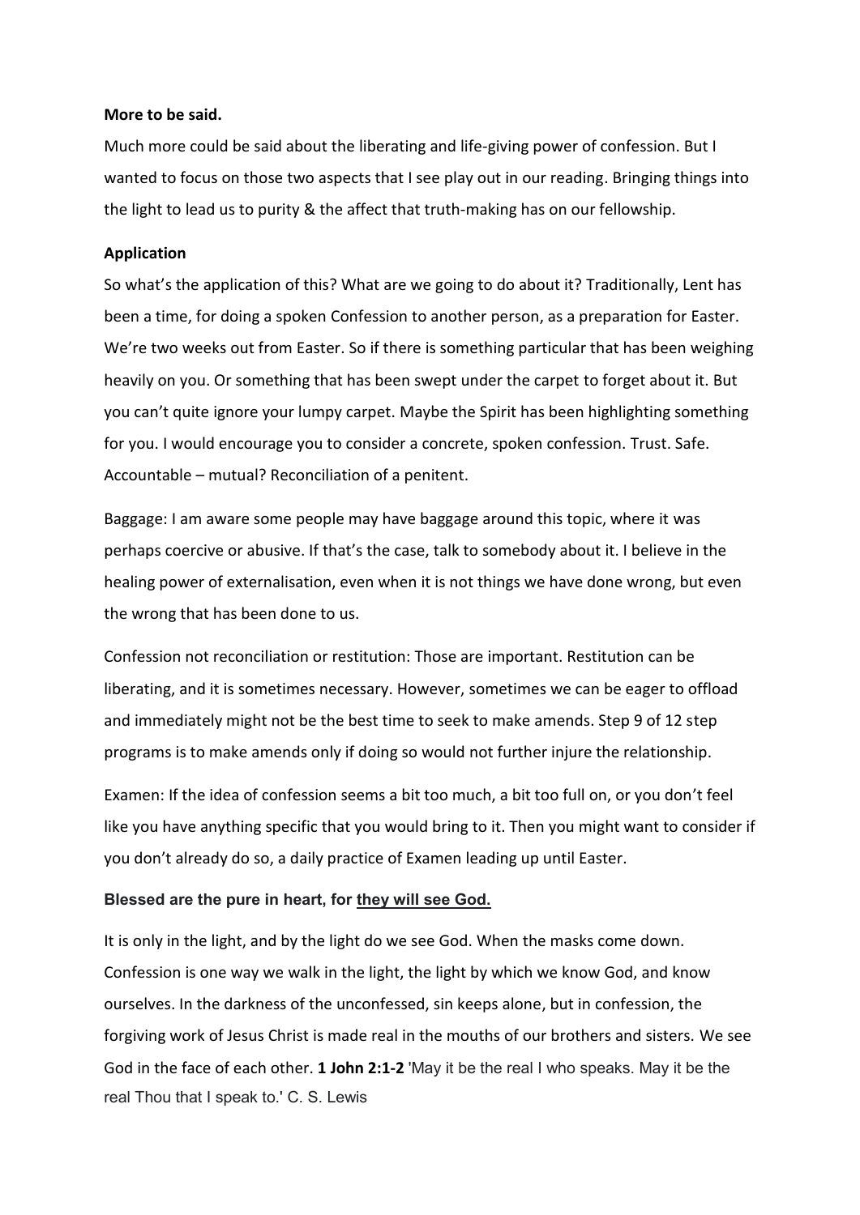**More to be said.**

Much more could be said about the liberating and life-giving power of confession. But I wanted to focus on those two aspects that I see play out in our reading. Bringing things into the light to lead us to purity & the affect that truth-making has on our fellowship.

**Application**

So what's the application of this? What are we going to do about it? Traditionally, Lent has been a time, for doing a spoken Confession to another person, as a preparation for Easter. We're two weeks out from Easter. So if there is something particular that has been weighing heavily on you. Or something that has been swept under the carpet to forget about it. But you can't quite ignore your lumpy carpet. Maybe the Spirit has been highlighting something for you. I would encourage you to consider a concrete, spoken confession. Trust. Safe. Accountable – mutual? Reconciliation of a penitent.

Baggage: I am aware some people may have baggage around this topic, where it was perhaps coercive or abusive. If that's the case, talk to somebody about it. I believe in the healing power of externalisation, even when it is not things we have done wrong, but even the wrong that has been done to us.

Confession not reconciliation or restitution: Those are important. Restitution can be liberating, and it is sometimes necessary. However, sometimes we can be eager to offload and immediately might not be the best time to seek to make amends. Step 9 of 12 step programs is to make amends only if doing so would not further injure the relationship.

Examen: If the idea of confession seems a bit too much, a bit too full on, or you don't feel like you have anything specific that you would bring to it. Then you might want to consider if you don't already do so, a daily practice of Examen leading up until Easter.

**Blessed are the pure in heart, for <u>they will see God.</u>**

It is only in the light, and by the light do we see God. When the masks come down. Confession is one way we walk in the light, the light by which we know God, and know ourselves. In the darkness of the unconfessed, sin keeps alone, but in confession, the forgiving work of Jesus Christ is made real in the mouths of our brothers and sisters. We see God in the face of each other. **1 John 2:1-2** 'May it be the real I who speaks. May it be the real Thou that I speak to.' C. S. Lewis